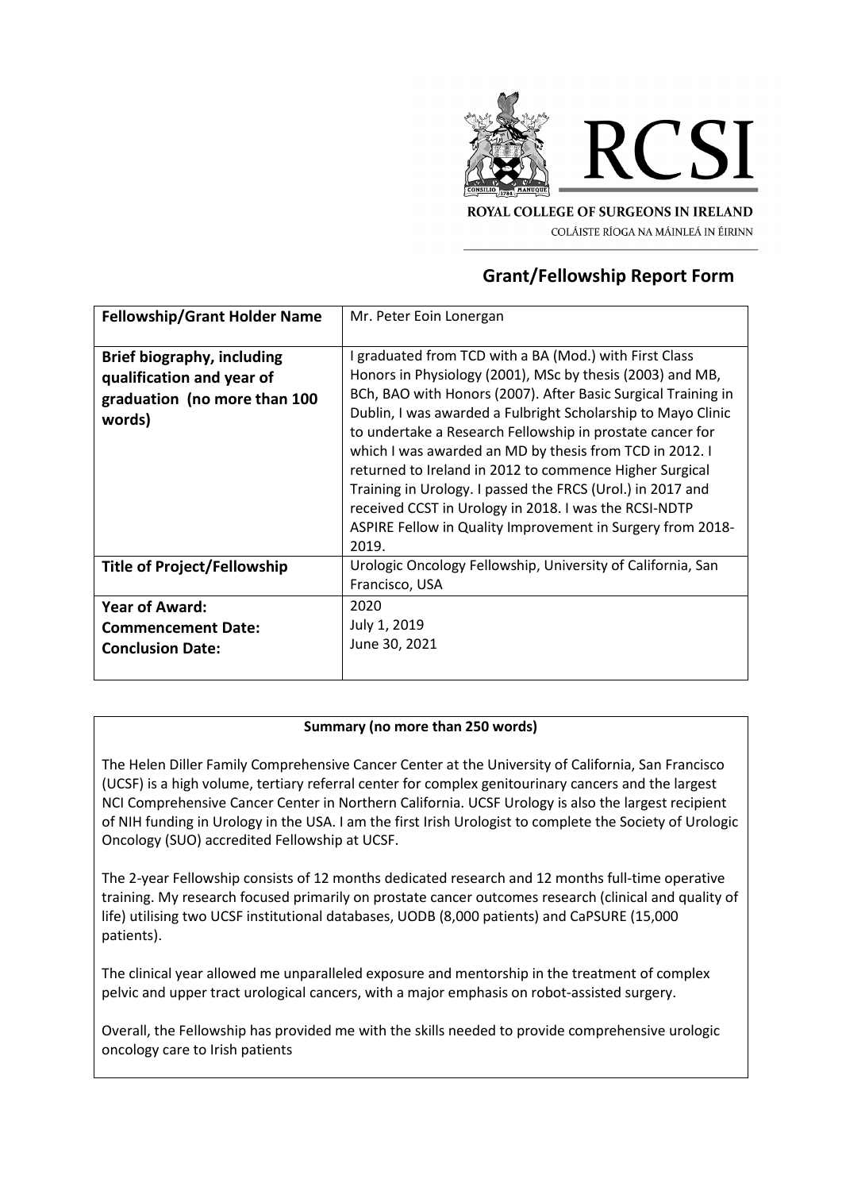ROYAL COLLEGE OF SURGEONS IN IRELAND

COLÁISTE RÍOGA NA MÁINLEÁ IN ÉIRINN

# Grant/Fellowship Report Form

| **Fellowship/Grant Holder Name** | Mr. Peter Eoin Lonergan |
|---|---|
| **Brief biography, including qualification and year of graduation (no more than 100 words)** | I graduated from TCD with a BA (Mod.) with First Class Honors in Physiology (2001), MSc by thesis (2003) and MB, BCh, BAO with Honors (2007). After Basic Surgical Training in Dublin, I was awarded a Fulbright Scholarship to Mayo Clinic to undertake a Research Fellowship in prostate cancer for which I was awarded an MD by thesis from TCD in 2012. I returned to Ireland in 2012 to commence Higher Surgical Training in Urology. I passed the FRCS (Urol.) in 2017 and received CCST in Urology in 2018. I was the RCSI-NDTP ASPIRE Fellow in Quality Improvement in Surgery from 2018-2019. |
| **Title of Project/Fellowship** | Urologic Oncology Fellowship, University of California, San Francisco, USA |
| **Year of Award:**<br>**Commencement Date:**<br>**Conclusion Date:** | 2020<br>July 1, 2019<br>June 30, 2021 |

**Summary (no more than 250 words)**

The Helen Diller Family Comprehensive Cancer Center at the University of California, San Francisco (UCSF) is a high volume, tertiary referral center for complex genitourinary cancers and the largest NCI Comprehensive Cancer Center in Northern California. UCSF Urology is also the largest recipient of NIH funding in Urology in the USA. I am the first Irish Urologist to complete the Society of Urologic Oncology (SUO) accredited Fellowship at UCSF.

The 2-year Fellowship consists of 12 months dedicated research and 12 months full-time operative training. My research focused primarily on prostate cancer outcomes research (clinical and quality of life) utilising two UCSF institutional databases, UODB (8,000 patients) and CaPSURE (15,000 patients).

The clinical year allowed me unparalleled exposure and mentorship in the treatment of complex pelvic and upper tract urological cancers, with a major emphasis on robot-assisted surgery.

Overall, the Fellowship has provided me with the skills needed to provide comprehensive urologic oncology care to Irish patients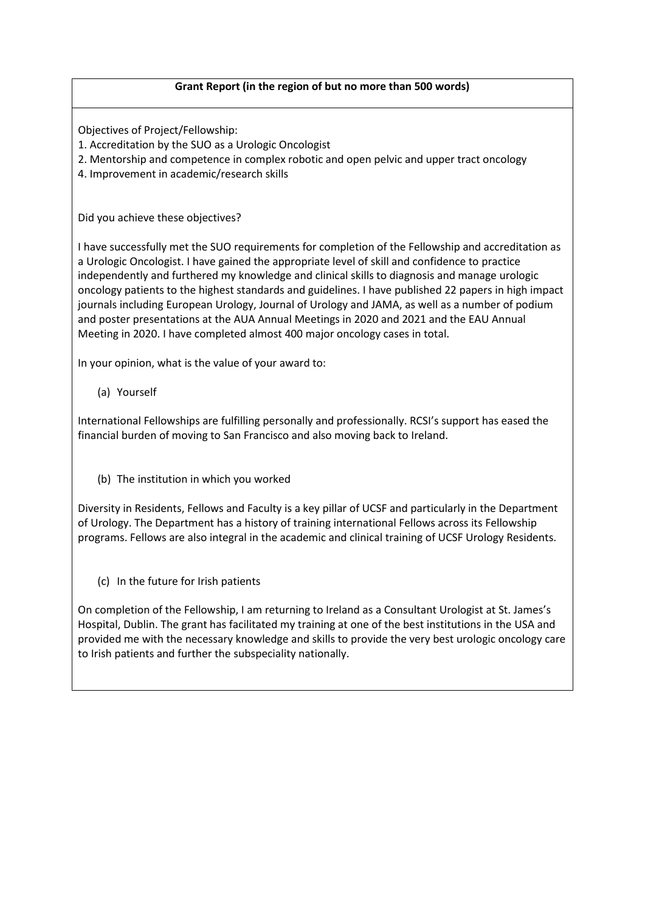**Grant Report (in the region of but no more than 500 words)**

Objectives of Project/Fellowship:
1. Accreditation by the SUO as a Urologic Oncologist
2. Mentorship and competence in complex robotic and open pelvic and upper tract oncology
4. Improvement in academic/research skills

Did you achieve these objectives?

I have successfully met the SUO requirements for completion of the Fellowship and accreditation as a Urologic Oncologist. I have gained the appropriate level of skill and confidence to practice independently and furthered my knowledge and clinical skills to diagnosis and manage urologic oncology patients to the highest standards and guidelines. I have published 22 papers in high impact journals including European Urology, Journal of Urology and JAMA, as well as a number of podium and poster presentations at the AUA Annual Meetings in 2020 and 2021 and the EAU Annual Meeting in 2020. I have completed almost 400 major oncology cases in total.

In your opinion, what is the value of your award to:

(a) Yourself

International Fellowships are fulfilling personally and professionally. RCSI's support has eased the financial burden of moving to San Francisco and also moving back to Ireland.

(b) The institution in which you worked

Diversity in Residents, Fellows and Faculty is a key pillar of UCSF and particularly in the Department of Urology. The Department has a history of training international Fellows across its Fellowship programs. Fellows are also integral in the academic and clinical training of UCSF Urology Residents.

(c) In the future for Irish patients

On completion of the Fellowship, I am returning to Ireland as a Consultant Urologist at St. James's Hospital, Dublin. The grant has facilitated my training at one of the best institutions in the USA and provided me with the necessary knowledge and skills to provide the very best urologic oncology care to Irish patients and further the subspeciality nationally.